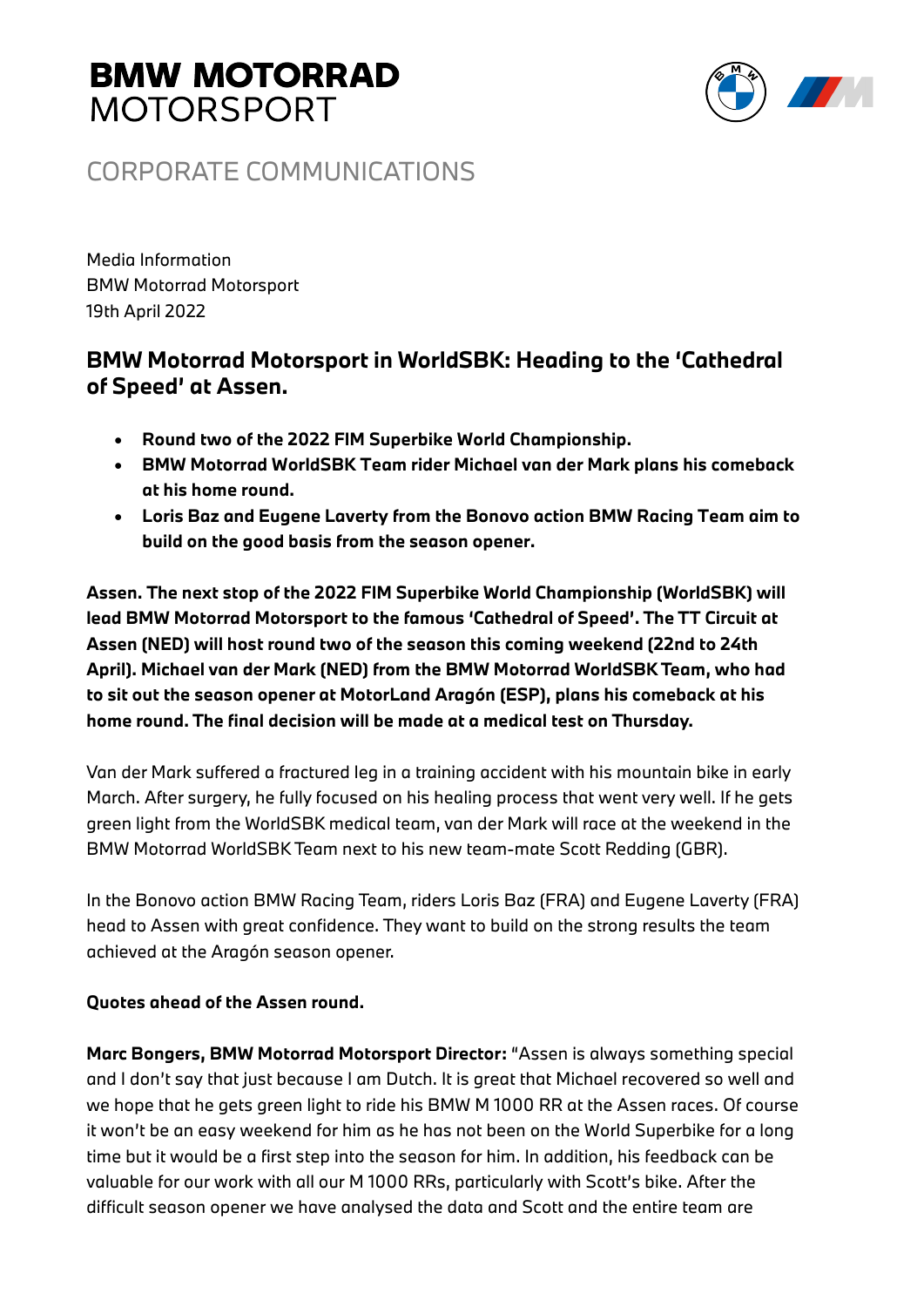# BMW MOTORRAD MOTORSPORT

CORPORATE COMMUNICATIONS

Media Information
BMW Motorrad Motorsport
19th April 2022

## BMW Motorrad Motorsport in WorldSBK: Heading to the 'Cathedral of Speed' at Assen.

- **Round two of the 2022 FIM Superbike World Championship.**
- **BMW Motorrad WorldSBK Team rider Michael van der Mark plans his comeback at his home round.**
- **Loris Baz and Eugene Laverty from the Bonovo action BMW Racing Team aim to build on the good basis from the season opener.**

**Assen. The next stop of the 2022 FIM Superbike World Championship (WorldSBK) will lead BMW Motorrad Motorsport to the famous 'Cathedral of Speed'. The TT Circuit at Assen (NED) will host round two of the season this coming weekend (22nd to 24th April). Michael van der Mark (NED) from the BMW Motorrad WorldSBK Team, who had to sit out the season opener at MotorLand Aragón (ESP), plans his comeback at his home round. The final decision will be made at a medical test on Thursday.**

Van der Mark suffered a fractured leg in a training accident with his mountain bike in early March. After surgery, he fully focused on his healing process that went very well. If he gets green light from the WorldSBK medical team, van der Mark will race at the weekend in the BMW Motorrad WorldSBK Team next to his new team-mate Scott Redding (GBR).

In the Bonovo action BMW Racing Team, riders Loris Baz (FRA) and Eugene Laverty (FRA) head to Assen with great confidence. They want to build on the strong results the team achieved at the Aragón season opener.

**Quotes ahead of the Assen round.**

**Marc Bongers, BMW Motorrad Motorsport Director:** "Assen is always something special and I don't say that just because I am Dutch. It is great that Michael recovered so well and we hope that he gets green light to ride his BMW M 1000 RR at the Assen races. Of course it won't be an easy weekend for him as he has not been on the World Superbike for a long time but it would be a first step into the season for him. In addition, his feedback can be valuable for our work with all our M 1000 RRs, particularly with Scott's bike. After the difficult season opener we have analysed the data and Scott and the entire team are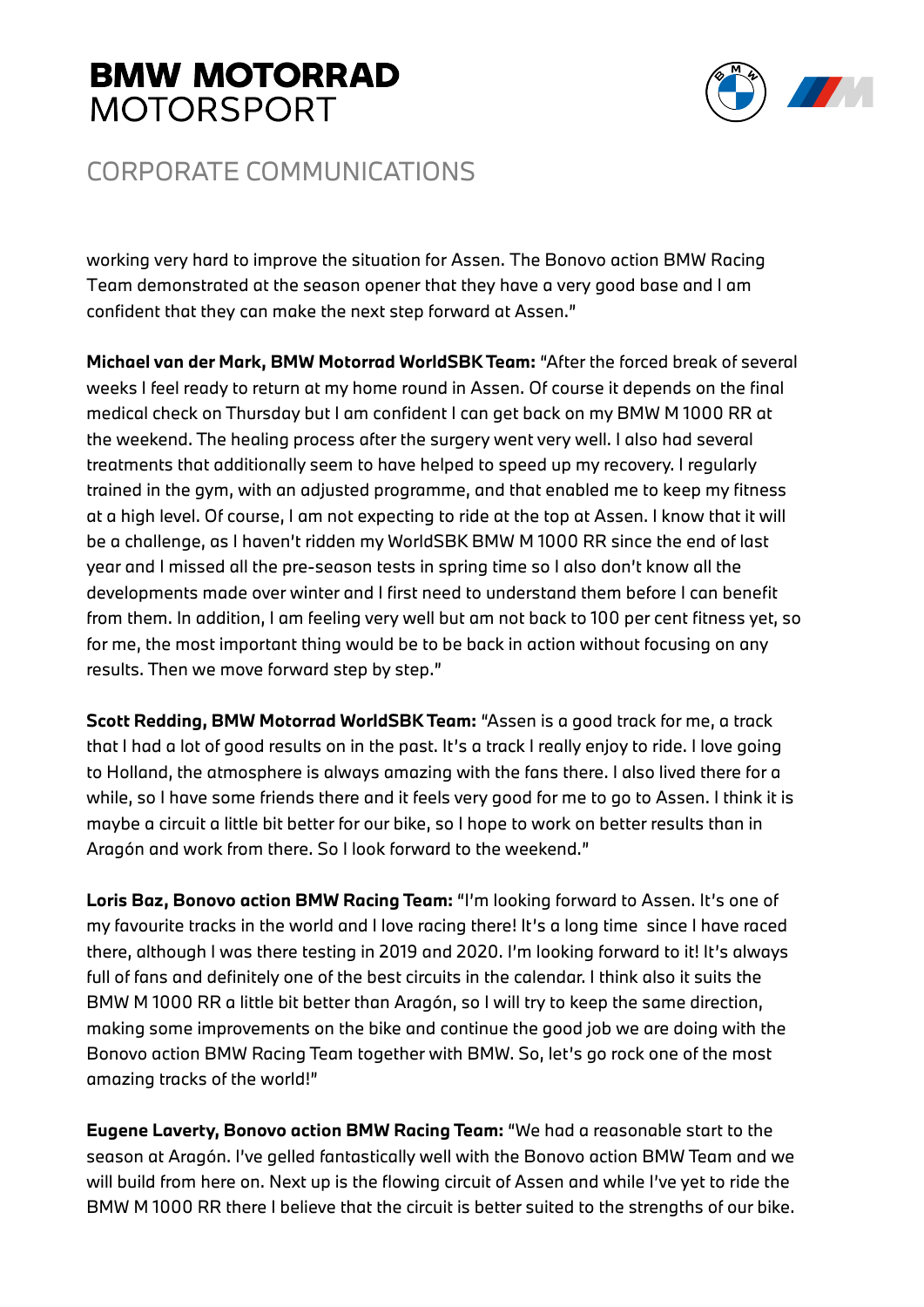working very hard to improve the situation for Assen. The Bonovo action BMW Racing Team demonstrated at the season opener that they have a very good base and I am confident that they can make the next step forward at Assen."

**Michael van der Mark, BMW Motorrad WorldSBK Team:** "After the forced break of several weeks I feel ready to return at my home round in Assen. Of course it depends on the final medical check on Thursday but I am confident I can get back on my BMW M 1000 RR at the weekend. The healing process after the surgery went very well. I also had several treatments that additionally seem to have helped to speed up my recovery. I regularly trained in the gym, with an adjusted programme, and that enabled me to keep my fitness at a high level. Of course, I am not expecting to ride at the top at Assen. I know that it will be a challenge, as I haven't ridden my WorldSBK BMW M 1000 RR since the end of last year and I missed all the pre-season tests in spring time so I also don't know all the developments made over winter and I first need to understand them before I can benefit from them. In addition, I am feeling very well but am not back to 100 per cent fitness yet, so for me, the most important thing would be to be back in action without focusing on any results. Then we move forward step by step."

**Scott Redding, BMW Motorrad WorldSBK Team:** "Assen is a good track for me, a track that I had a lot of good results on in the past. It's a track I really enjoy to ride. I love going to Holland, the atmosphere is always amazing with the fans there. I also lived there for a while, so I have some friends there and it feels very good for me to go to Assen. I think it is maybe a circuit a little bit better for our bike, so I hope to work on better results than in Aragón and work from there. So I look forward to the weekend."

**Loris Baz, Bonovo action BMW Racing Team:** "I'm looking forward to Assen. It's one of my favourite tracks in the world and I love racing there! It's a long time since I have raced there, although I was there testing in 2019 and 2020. I'm looking forward to it! It's always full of fans and definitely one of the best circuits in the calendar. I think also it suits the BMW M 1000 RR a little bit better than Aragón, so I will try to keep the same direction, making some improvements on the bike and continue the good job we are doing with the Bonovo action BMW Racing Team together with BMW. So, let's go rock one of the most amazing tracks of the world!"

**Eugene Laverty, Bonovo action BMW Racing Team:** "We had a reasonable start to the season at Aragón. I've gelled fantastically well with the Bonovo action BMW Team and we will build from here on. Next up is the flowing circuit of Assen and while I've yet to ride the BMW M 1000 RR there I believe that the circuit is better suited to the strengths of our bike.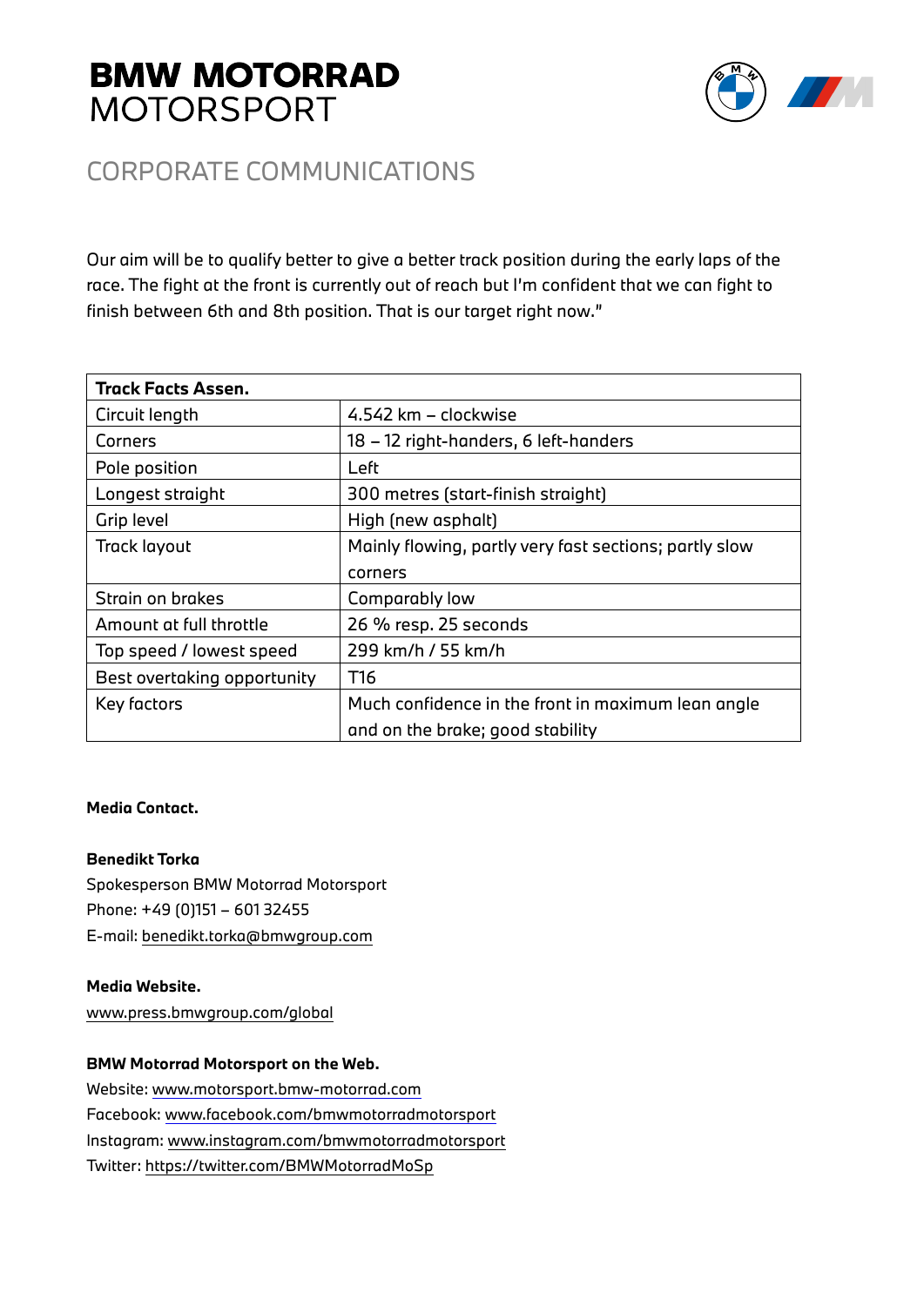Our aim will be to qualify better to give a better track position during the early laps of the race. The fight at the front is currently out of reach but I'm confident that we can fight to finish between 6th and 8th position. That is our target right now."

| **Track Facts Assen.** | |
|---|---|
| Circuit length | 4.542 km – clockwise |
| Corners | 18 – 12 right-handers, 6 left-handers |
| Pole position | Left |
| Longest straight | 300 metres (start-finish straight) |
| Grip level | High (new asphalt) |
| Track layout | Mainly flowing, partly very fast sections; partly slow corners |
| Strain on brakes | Comparably low |
| Amount at full throttle | 26 % resp. 25 seconds |
| Top speed / lowest speed | 299 km/h / 55 km/h |
| Best overtaking opportunity | T16 |
| Key factors | Much confidence in the front in maximum lean angle and on the brake; good stability |

**Media Contact.**

**Benedikt Torka**
Spokesperson BMW Motorrad Motorsport
Phone: +49 (0)151 – 601 32455
E-mail: benedikt.torka@bmwgroup.com

**Media Website.**
www.press.bmwgroup.com/global

**BMW Motorrad Motorsport on the Web.**
Website: www.motorsport.bmw-motorrad.com
Facebook: www.facebook.com/bmwmotorradmotorsport
Instagram: www.instagram.com/bmwmotorradmotorsport
Twitter: https://twitter.com/BMWMotorradMoSp